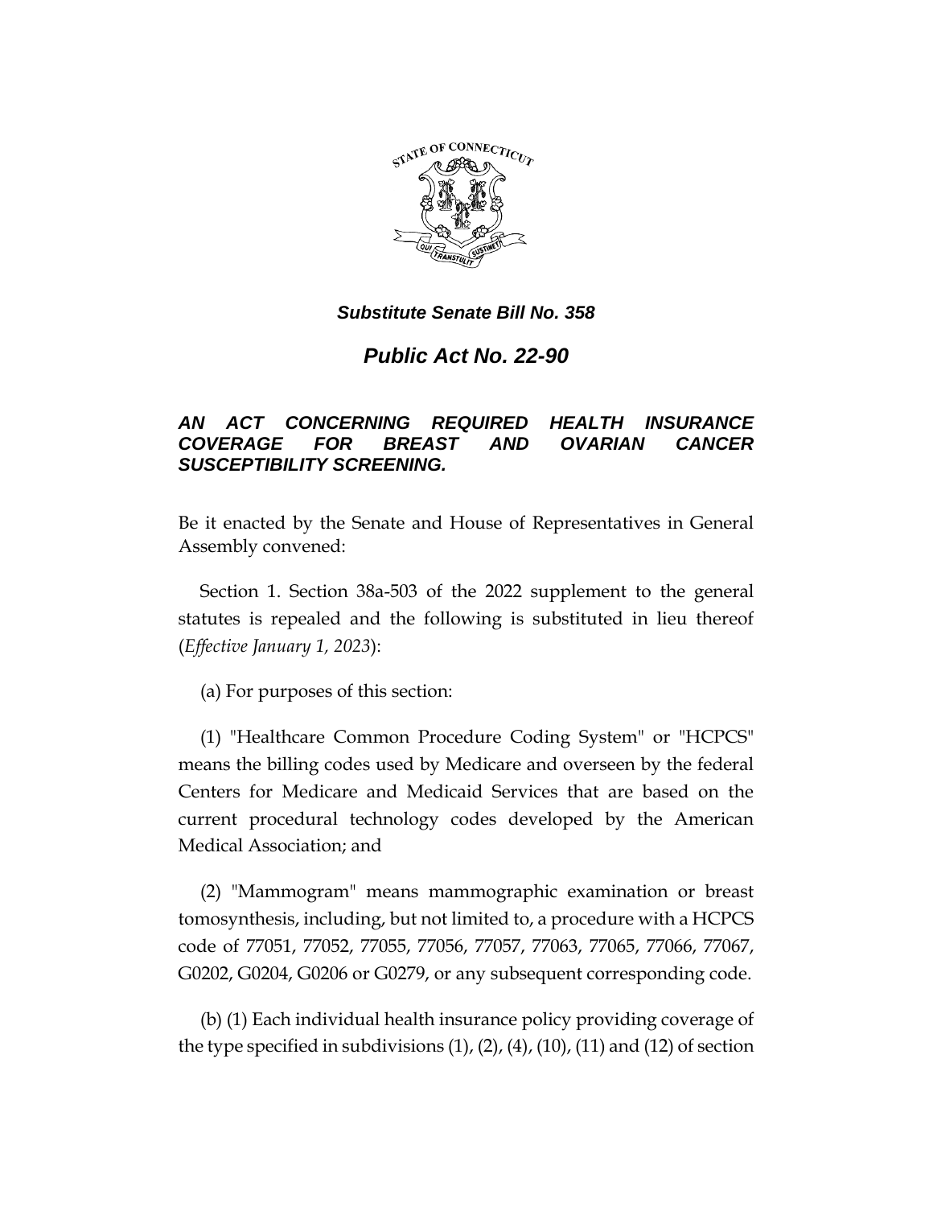***Substitute Senate Bill No. 358***

# ***Public Act No. 22-90***

## ***AN ACT CONCERNING REQUIRED HEALTH INSURANCE COVERAGE FOR BREAST AND OVARIAN CANCER SUSCEPTIBILITY SCREENING.***

Be it enacted by the Senate and House of Representatives in General Assembly convened:

Section 1. Section 38a-503 of the 2022 supplement to the general statutes is repealed and the following is substituted in lieu thereof (*Effective January 1, 2023*):

(a) For purposes of this section:

(1) "Healthcare Common Procedure Coding System" or "HCPCS" means the billing codes used by Medicare and overseen by the federal Centers for Medicare and Medicaid Services that are based on the current procedural technology codes developed by the American Medical Association; and

(2) "Mammogram" means mammographic examination or breast tomosynthesis, including, but not limited to, a procedure with a HCPCS code of 77051, 77052, 77055, 77056, 77057, 77063, 77065, 77066, 77067, G0202, G0204, G0206 or G0279, or any subsequent corresponding code.

(b) (1) Each individual health insurance policy providing coverage of the type specified in subdivisions (1), (2), (4), (10), (11) and (12) of section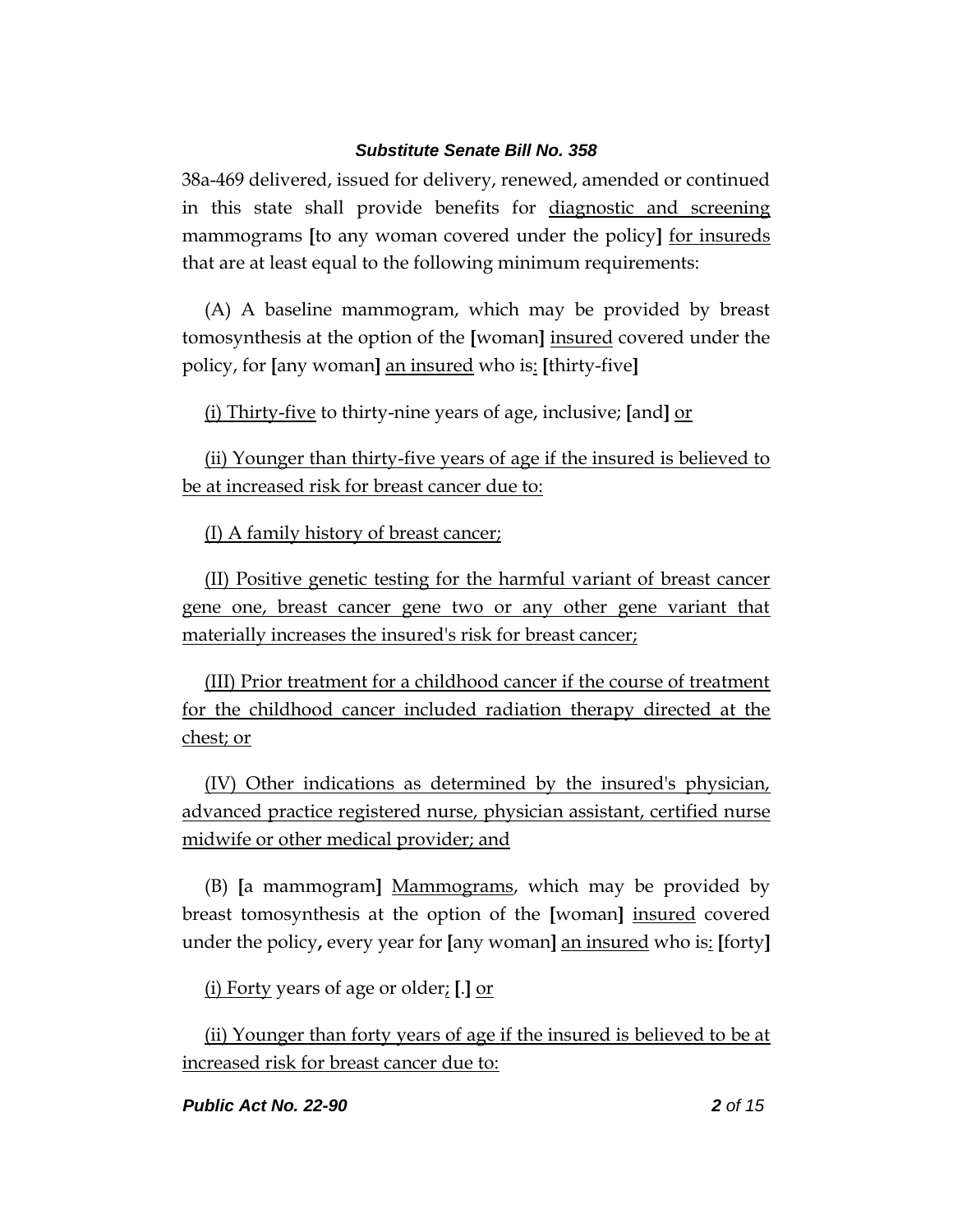38a-469 delivered, issued for delivery, renewed, amended or continued in this state shall provide benefits for diagnostic and screening mammograms [to any woman covered under the policy] for insureds that are at least equal to the following minimum requirements:

(A) A baseline mammogram, which may be provided by breast tomosynthesis at the option of the [woman] insured covered under the policy, for [any woman] an insured who is: [thirty-five]

(i) Thirty-five to thirty-nine years of age, inclusive; [and] or

(ii) Younger than thirty-five years of age if the insured is believed to be at increased risk for breast cancer due to:

(I) A family history of breast cancer;

(II) Positive genetic testing for the harmful variant of breast cancer gene one, breast cancer gene two or any other gene variant that materially increases the insured's risk for breast cancer;

(III) Prior treatment for a childhood cancer if the course of treatment for the childhood cancer included radiation therapy directed at the chest; or

(IV) Other indications as determined by the insured's physician, advanced practice registered nurse, physician assistant, certified nurse midwife or other medical provider; and

(B) [a mammogram] Mammograms, which may be provided by breast tomosynthesis at the option of the [woman] insured covered under the policy, every year for [any woman] an insured who is: [forty]

(i) Forty years of age or older; [.] or

(ii) Younger than forty years of age if the insured is believed to be at increased risk for breast cancer due to: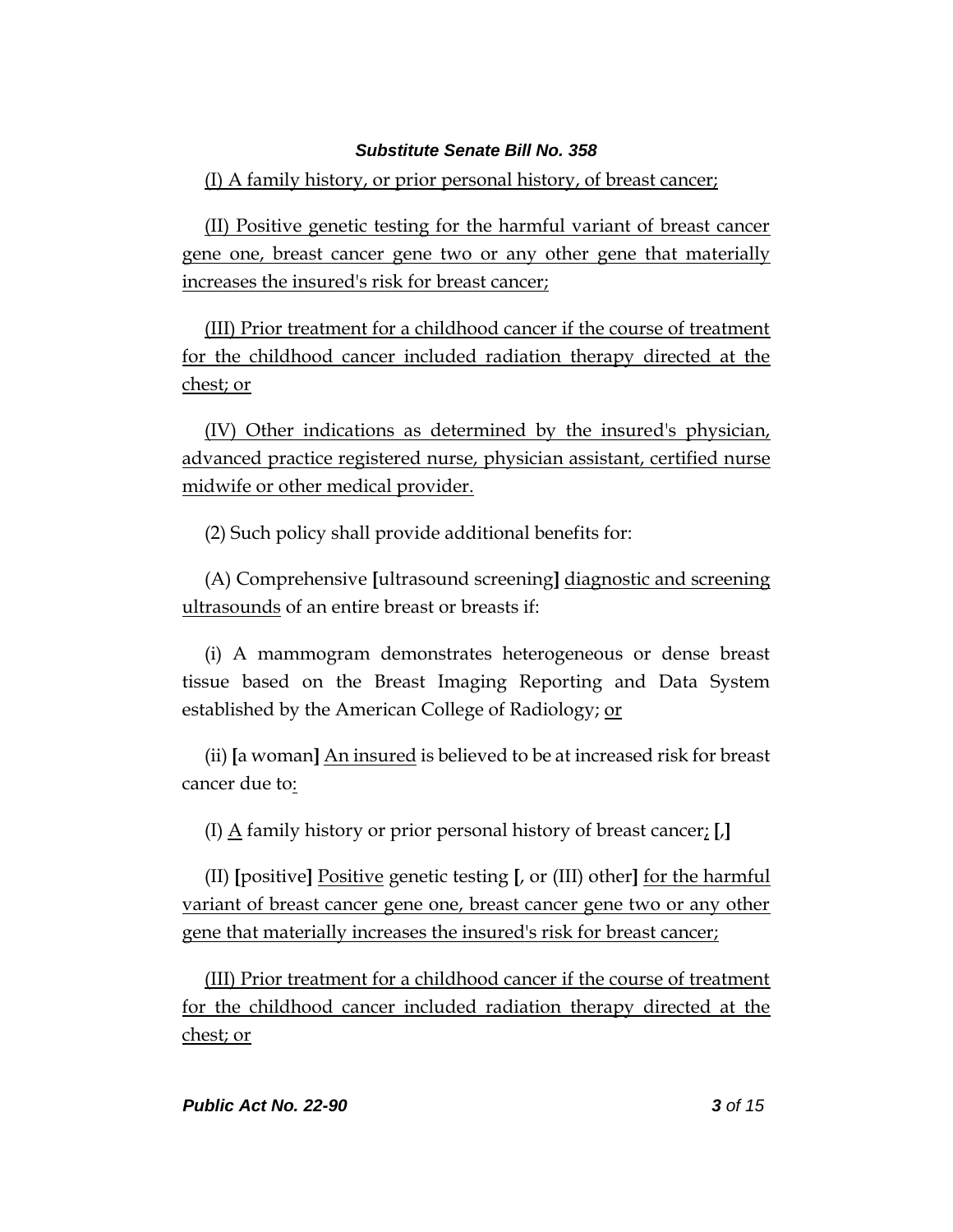(I) A family history, or prior personal history, of breast cancer;

(II) Positive genetic testing for the harmful variant of breast cancer gene one, breast cancer gene two or any other gene that materially increases the insured's risk for breast cancer;

(III) Prior treatment for a childhood cancer if the course of treatment for the childhood cancer included radiation therapy directed at the chest; or

(IV) Other indications as determined by the insured's physician, advanced practice registered nurse, physician assistant, certified nurse midwife or other medical provider.

(2) Such policy shall provide additional benefits for:

(A) Comprehensive **[**ultrasound screening**]** diagnostic and screening ultrasounds of an entire breast or breasts if:

(i) A mammogram demonstrates heterogeneous or dense breast tissue based on the Breast Imaging Reporting and Data System established by the American College of Radiology; or

(ii) **[**a woman**]** An insured is believed to be at increased risk for breast cancer due to:

(I) A family history or prior personal history of breast cancer; **[**,**]**

(II) **[**positive**]** Positive genetic testing **[**, or (III) other**]** for the harmful variant of breast cancer gene one, breast cancer gene two or any other gene that materially increases the insured's risk for breast cancer;

(III) Prior treatment for a childhood cancer if the course of treatment for the childhood cancer included radiation therapy directed at the chest; or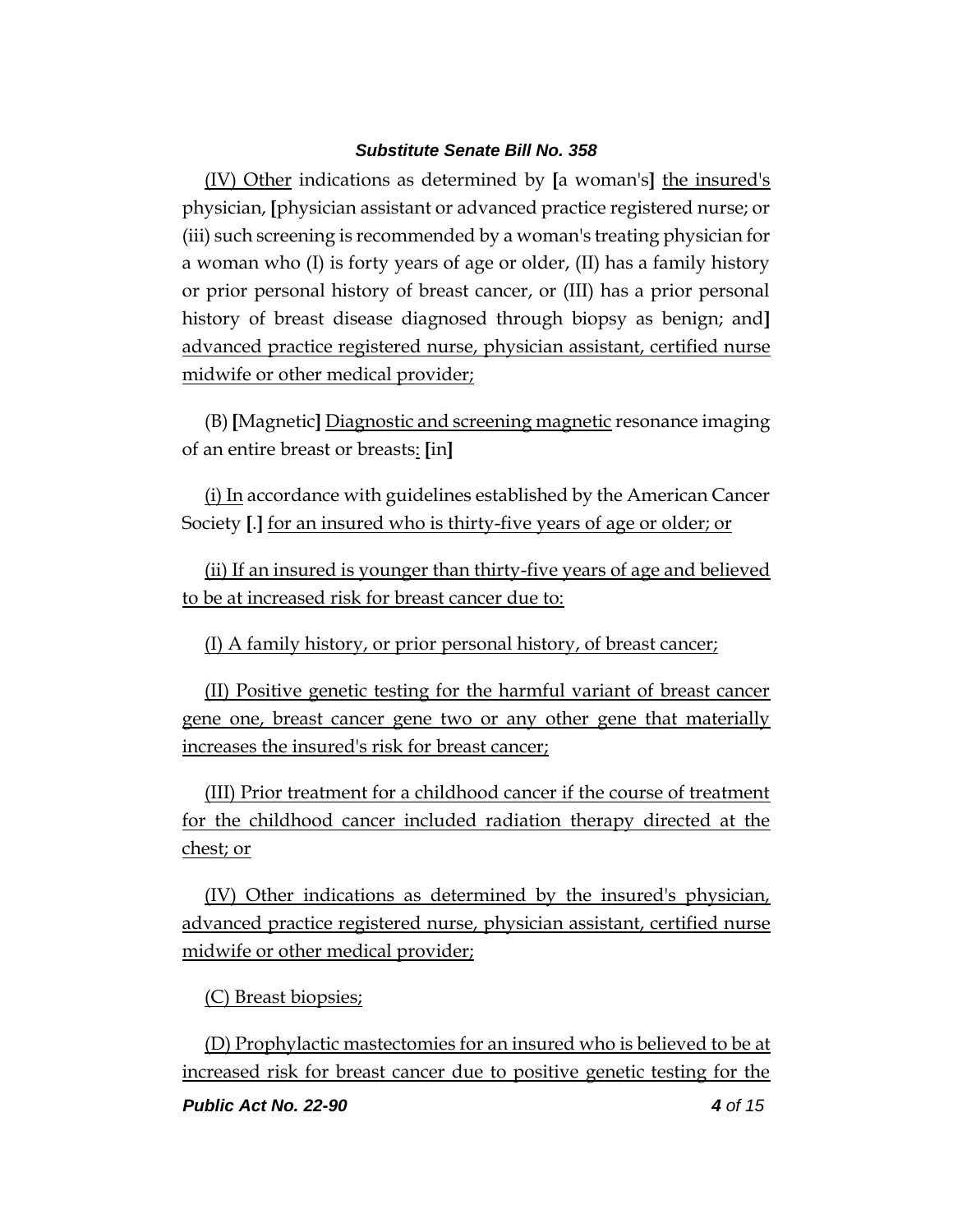(IV) Other indications as determined by [a woman's] the insured's physician, [physician assistant or advanced practice registered nurse; or (iii) such screening is recommended by a woman's treating physician for a woman who (I) is forty years of age or older, (II) has a family history or prior personal history of breast cancer, or (III) has a prior personal history of breast disease diagnosed through biopsy as benign; and] advanced practice registered nurse, physician assistant, certified nurse midwife or other medical provider;

(B) [Magnetic] Diagnostic and screening magnetic resonance imaging of an entire breast or breasts: [in]

(i) In accordance with guidelines established by the American Cancer Society [.] for an insured who is thirty-five years of age or older; or

(ii) If an insured is younger than thirty-five years of age and believed to be at increased risk for breast cancer due to:

(I) A family history, or prior personal history, of breast cancer;

(II) Positive genetic testing for the harmful variant of breast cancer gene one, breast cancer gene two or any other gene that materially increases the insured's risk for breast cancer;

(III) Prior treatment for a childhood cancer if the course of treatment for the childhood cancer included radiation therapy directed at the chest; or

(IV) Other indications as determined by the insured's physician, advanced practice registered nurse, physician assistant, certified nurse midwife or other medical provider;

(C) Breast biopsies;

(D) Prophylactic mastectomies for an insured who is believed to be at increased risk for breast cancer due to positive genetic testing for the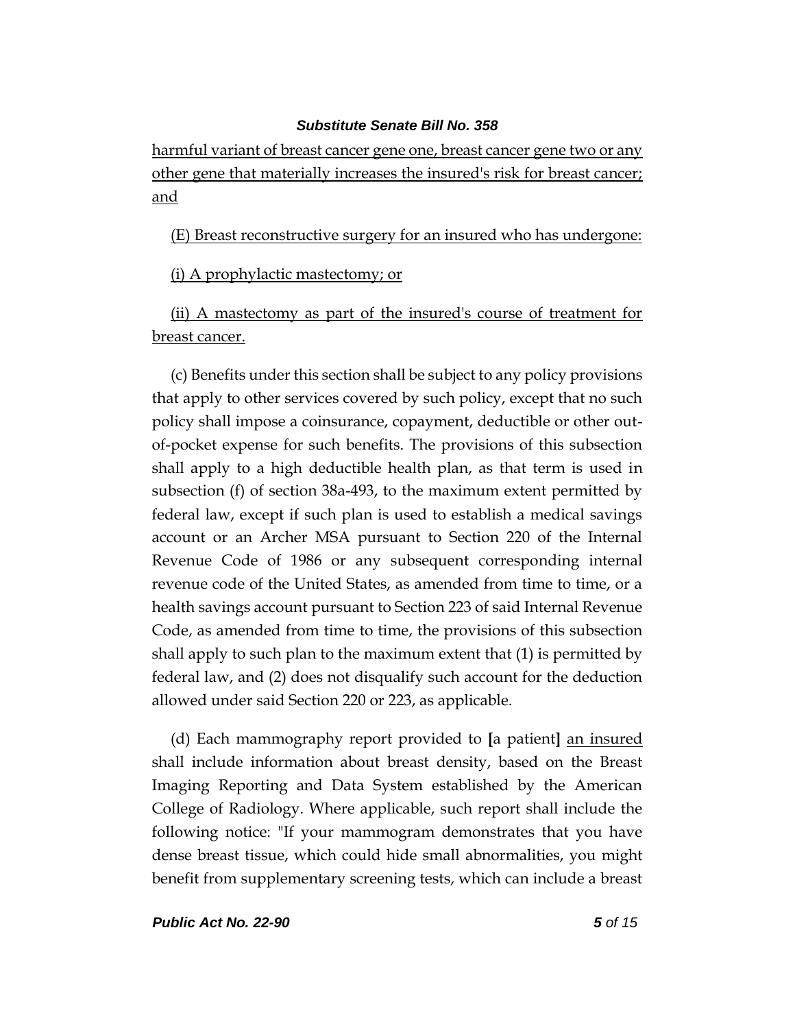<u>harmful variant of breast cancer gene one, breast cancer gene two or any other gene that materially increases the insured's risk for breast cancer; and</u>

<u>(E) Breast reconstructive surgery for an insured who has undergone:</u>

<u>(i) A prophylactic mastectomy; or</u>

<u>(ii) A mastectomy as part of the insured's course of treatment for breast cancer.</u>

(c) Benefits under this section shall be subject to any policy provisions that apply to other services covered by such policy, except that no such policy shall impose a coinsurance, copayment, deductible or other out-of-pocket expense for such benefits. The provisions of this subsection shall apply to a high deductible health plan, as that term is used in subsection (f) of section 38a-493, to the maximum extent permitted by federal law, except if such plan is used to establish a medical savings account or an Archer MSA pursuant to Section 220 of the Internal Revenue Code of 1986 or any subsequent corresponding internal revenue code of the United States, as amended from time to time, or a health savings account pursuant to Section 223 of said Internal Revenue Code, as amended from time to time, the provisions of this subsection shall apply to such plan to the maximum extent that (1) is permitted by federal law, and (2) does not disqualify such account for the deduction allowed under said Section 220 or 223, as applicable.

(d) Each mammography report provided to **[**a patient**]** <u>an insured</u> shall include information about breast density, based on the Breast Imaging Reporting and Data System established by the American College of Radiology. Where applicable, such report shall include the following notice: "If your mammogram demonstrates that you have dense breast tissue, which could hide small abnormalities, you might benefit from supplementary screening tests, which can include a breast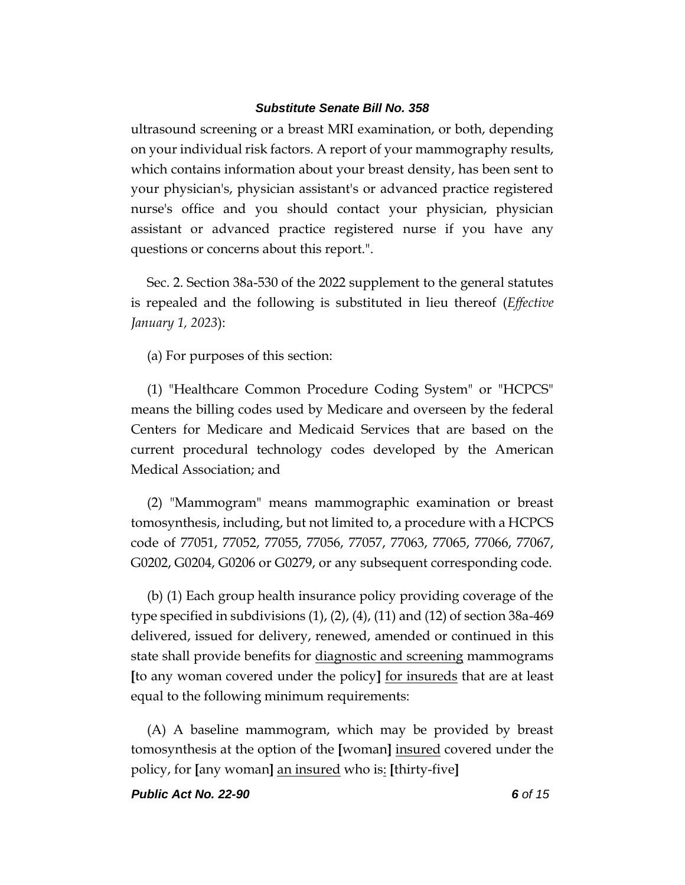ultrasound screening or a breast MRI examination, or both, depending on your individual risk factors. A report of your mammography results, which contains information about your breast density, has been sent to your physician's, physician assistant's or advanced practice registered nurse's office and you should contact your physician, physician assistant or advanced practice registered nurse if you have any questions or concerns about this report.".

Sec. 2. Section 38a-530 of the 2022 supplement to the general statutes is repealed and the following is substituted in lieu thereof (*Effective January 1, 2023*):

(a) For purposes of this section:

(1) "Healthcare Common Procedure Coding System" or "HCPCS" means the billing codes used by Medicare and overseen by the federal Centers for Medicare and Medicaid Services that are based on the current procedural technology codes developed by the American Medical Association; and

(2) "Mammogram" means mammographic examination or breast tomosynthesis, including, but not limited to, a procedure with a HCPCS code of 77051, 77052, 77055, 77056, 77057, 77063, 77065, 77066, 77067, G0202, G0204, G0206 or G0279, or any subsequent corresponding code.

(b) (1) Each group health insurance policy providing coverage of the type specified in subdivisions (1), (2), (4), (11) and (12) of section 38a-469 delivered, issued for delivery, renewed, amended or continued in this state shall provide benefits for <u>diagnostic and screening</u> mammograms **[**to any woman covered under the policy**]** <u>for insureds</u> that are at least equal to the following minimum requirements:

(A) A baseline mammogram, which may be provided by breast tomosynthesis at the option of the **[**woman**]** <u>insured</u> covered under the policy, for **[**any woman**]** <u>an insured</u> who is<u>:</u> **[**thirty-five**]**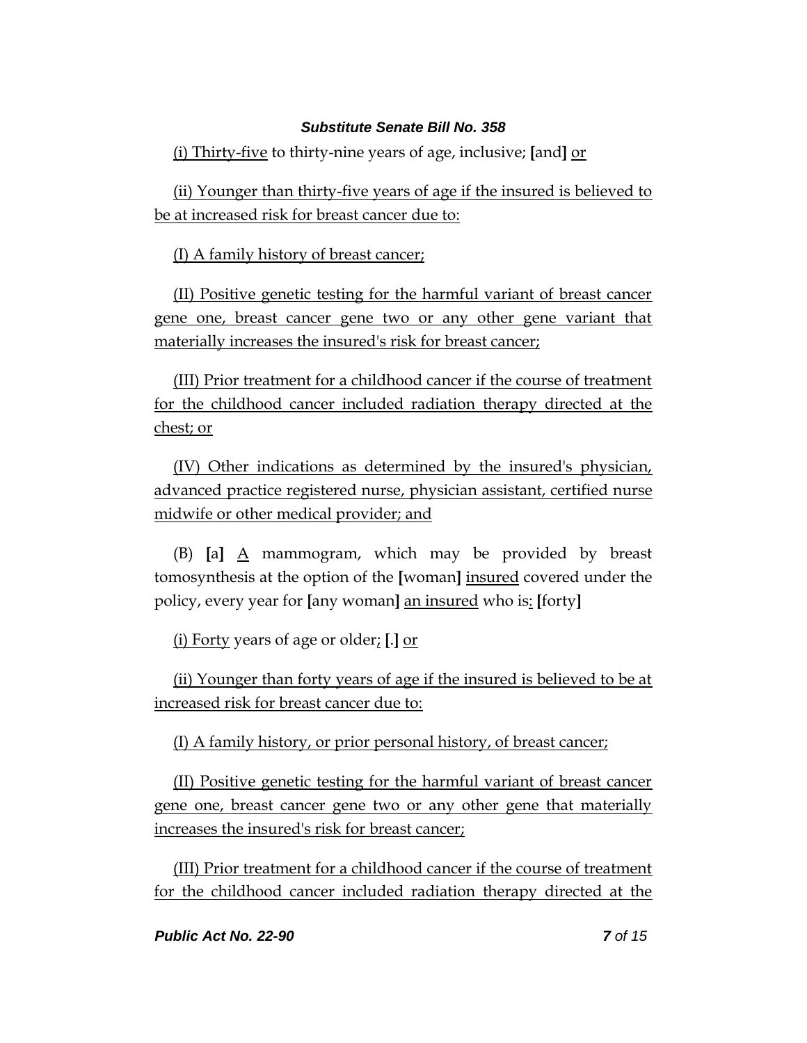(i) Thirty-five to thirty-nine years of age, inclusive; [and] or

(ii) Younger than thirty-five years of age if the insured is believed to be at increased risk for breast cancer due to:

(I) A family history of breast cancer;

(II) Positive genetic testing for the harmful variant of breast cancer gene one, breast cancer gene two or any other gene variant that materially increases the insured's risk for breast cancer;

(III) Prior treatment for a childhood cancer if the course of treatment for the childhood cancer included radiation therapy directed at the chest; or

(IV) Other indications as determined by the insured's physician, advanced practice registered nurse, physician assistant, certified nurse midwife or other medical provider; and

(B) [a] A mammogram, which may be provided by breast tomosynthesis at the option of the [woman] insured covered under the policy, every year for [any woman] an insured who is: [forty]

(i) Forty years of age or older; [.] or

(ii) Younger than forty years of age if the insured is believed to be at increased risk for breast cancer due to:

(I) A family history, or prior personal history, of breast cancer;

(II) Positive genetic testing for the harmful variant of breast cancer gene one, breast cancer gene two or any other gene that materially increases the insured's risk for breast cancer;

(III) Prior treatment for a childhood cancer if the course of treatment for the childhood cancer included radiation therapy directed at the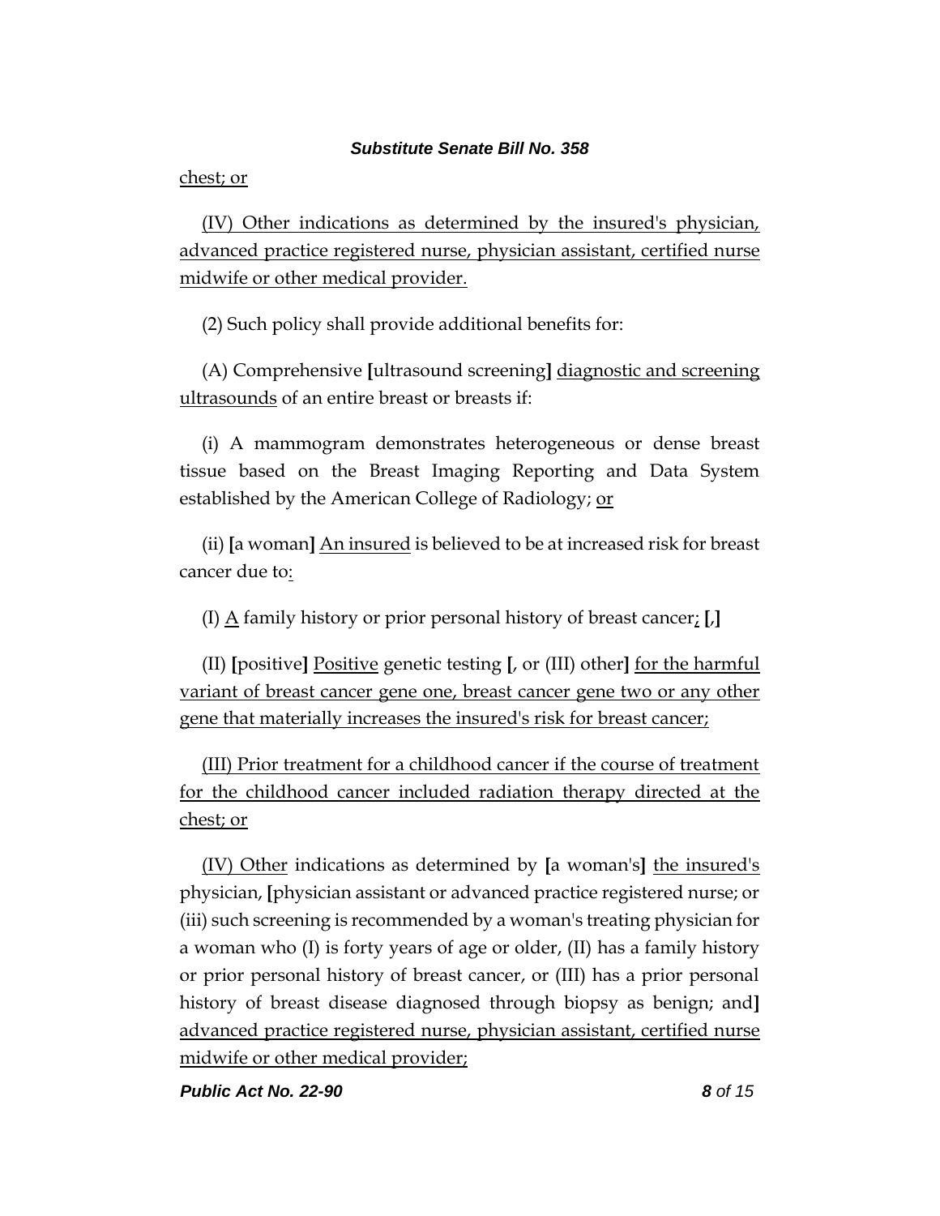chest; or

(IV) Other indications as determined by the insured's physician, advanced practice registered nurse, physician assistant, certified nurse midwife or other medical provider.

(2) Such policy shall provide additional benefits for:

(A) Comprehensive [ultrasound screening] diagnostic and screening ultrasounds of an entire breast or breasts if:

(i) A mammogram demonstrates heterogeneous or dense breast tissue based on the Breast Imaging Reporting and Data System established by the American College of Radiology; or

(ii) [a woman] An insured is believed to be at increased risk for breast cancer due to:

(I) A family history or prior personal history of breast cancer; [,]

(II) [positive] Positive genetic testing [, or (III) other] for the harmful variant of breast cancer gene one, breast cancer gene two or any other gene that materially increases the insured's risk for breast cancer;

(III) Prior treatment for a childhood cancer if the course of treatment for the childhood cancer included radiation therapy directed at the chest; or

(IV) Other indications as determined by [a woman's] the insured's physician, [physician assistant or advanced practice registered nurse; or (iii) such screening is recommended by a woman's treating physician for a woman who (I) is forty years of age or older, (II) has a family history or prior personal history of breast cancer, or (III) has a prior personal history of breast disease diagnosed through biopsy as benign; and] advanced practice registered nurse, physician assistant, certified nurse midwife or other medical provider;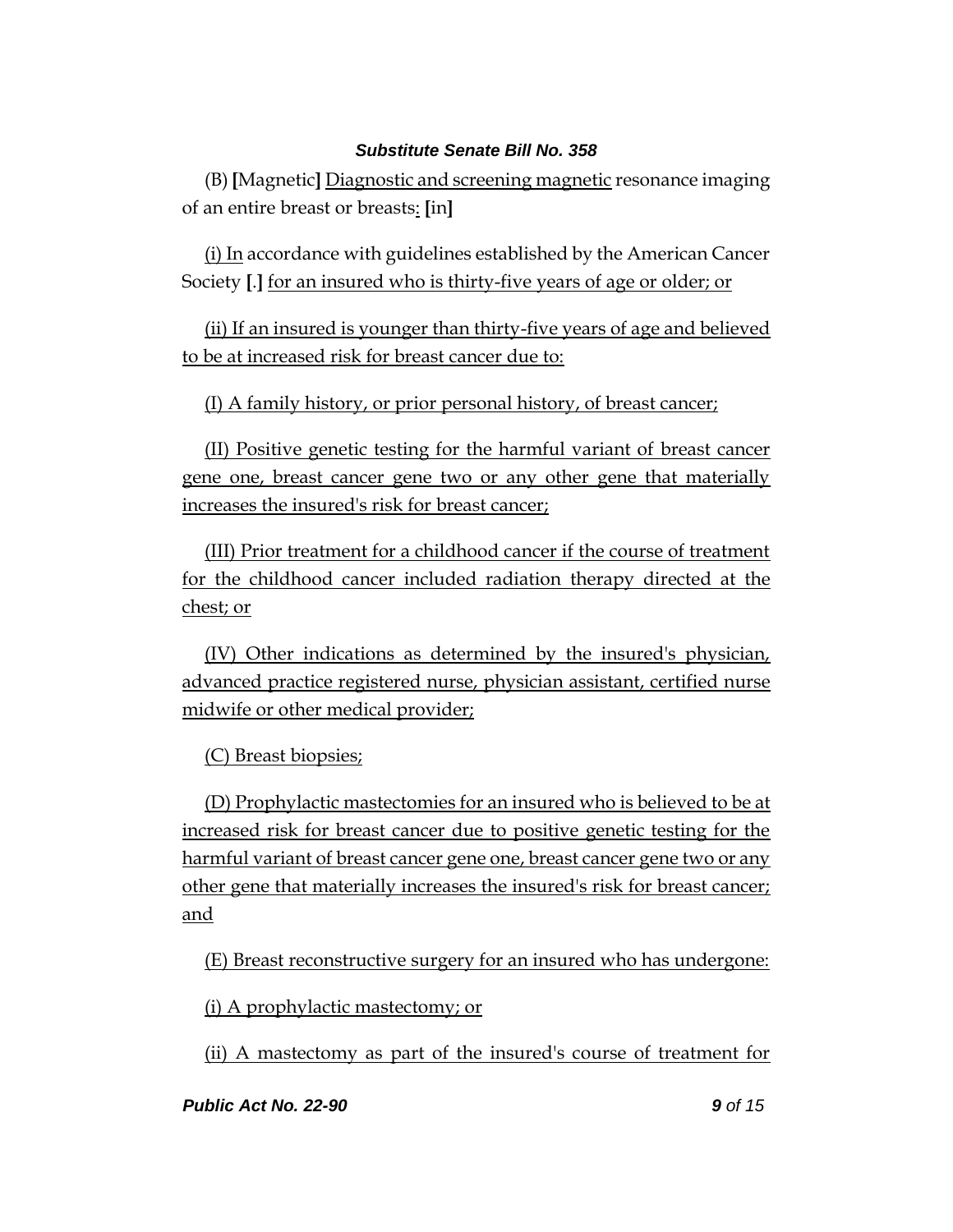(B) **[**Magnetic**]** Diagnostic and screening magnetic resonance imaging of an entire breast or breasts: **[**in**]**

(i) In accordance with guidelines established by the American Cancer Society **[**.**]** for an insured who is thirty-five years of age or older; or

(ii) If an insured is younger than thirty-five years of age and believed to be at increased risk for breast cancer due to:

(I) A family history, or prior personal history, of breast cancer;

(II) Positive genetic testing for the harmful variant of breast cancer gene one, breast cancer gene two or any other gene that materially increases the insured's risk for breast cancer;

(III) Prior treatment for a childhood cancer if the course of treatment for the childhood cancer included radiation therapy directed at the chest; or

(IV) Other indications as determined by the insured's physician, advanced practice registered nurse, physician assistant, certified nurse midwife or other medical provider;

(C) Breast biopsies;

(D) Prophylactic mastectomies for an insured who is believed to be at increased risk for breast cancer due to positive genetic testing for the harmful variant of breast cancer gene one, breast cancer gene two or any other gene that materially increases the insured's risk for breast cancer; and

(E) Breast reconstructive surgery for an insured who has undergone:

(i) A prophylactic mastectomy; or

(ii) A mastectomy as part of the insured's course of treatment for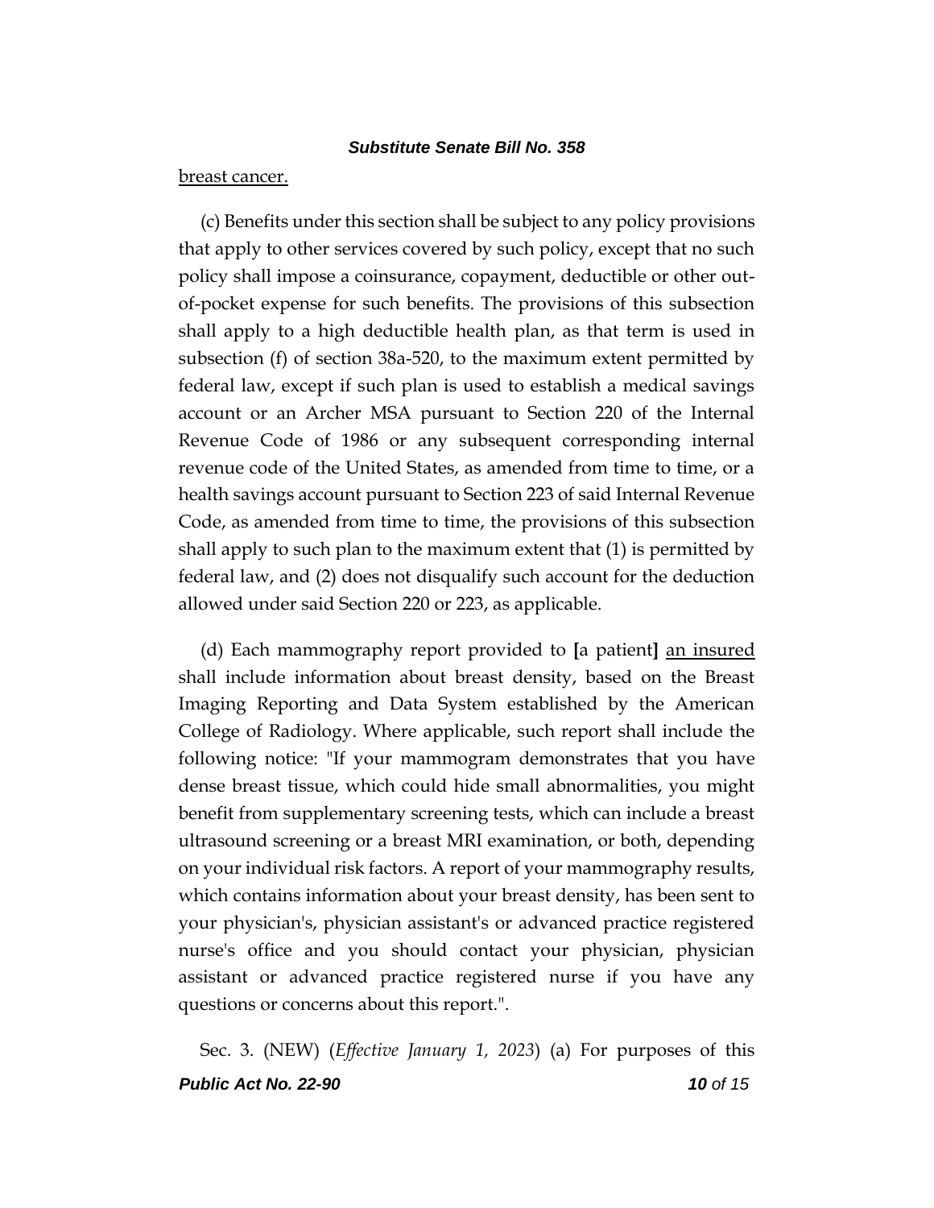breast cancer.

(c) Benefits under this section shall be subject to any policy provisions that apply to other services covered by such policy, except that no such policy shall impose a coinsurance, copayment, deductible or other out-of-pocket expense for such benefits. The provisions of this subsection shall apply to a high deductible health plan, as that term is used in subsection (f) of section 38a-520, to the maximum extent permitted by federal law, except if such plan is used to establish a medical savings account or an Archer MSA pursuant to Section 220 of the Internal Revenue Code of 1986 or any subsequent corresponding internal revenue code of the United States, as amended from time to time, or a health savings account pursuant to Section 223 of said Internal Revenue Code, as amended from time to time, the provisions of this subsection shall apply to such plan to the maximum extent that (1) is permitted by federal law, and (2) does not disqualify such account for the deduction allowed under said Section 220 or 223, as applicable.

(d) Each mammography report provided to **[**a patient**]** an insured shall include information about breast density, based on the Breast Imaging Reporting and Data System established by the American College of Radiology. Where applicable, such report shall include the following notice: "If your mammogram demonstrates that you have dense breast tissue, which could hide small abnormalities, you might benefit from supplementary screening tests, which can include a breast ultrasound screening or a breast MRI examination, or both, depending on your individual risk factors. A report of your mammography results, which contains information about your breast density, has been sent to your physician's, physician assistant's or advanced practice registered nurse's office and you should contact your physician, physician assistant or advanced practice registered nurse if you have any questions or concerns about this report.".

Sec. 3. (NEW) (*Effective January 1, 2023*) (a) For purposes of this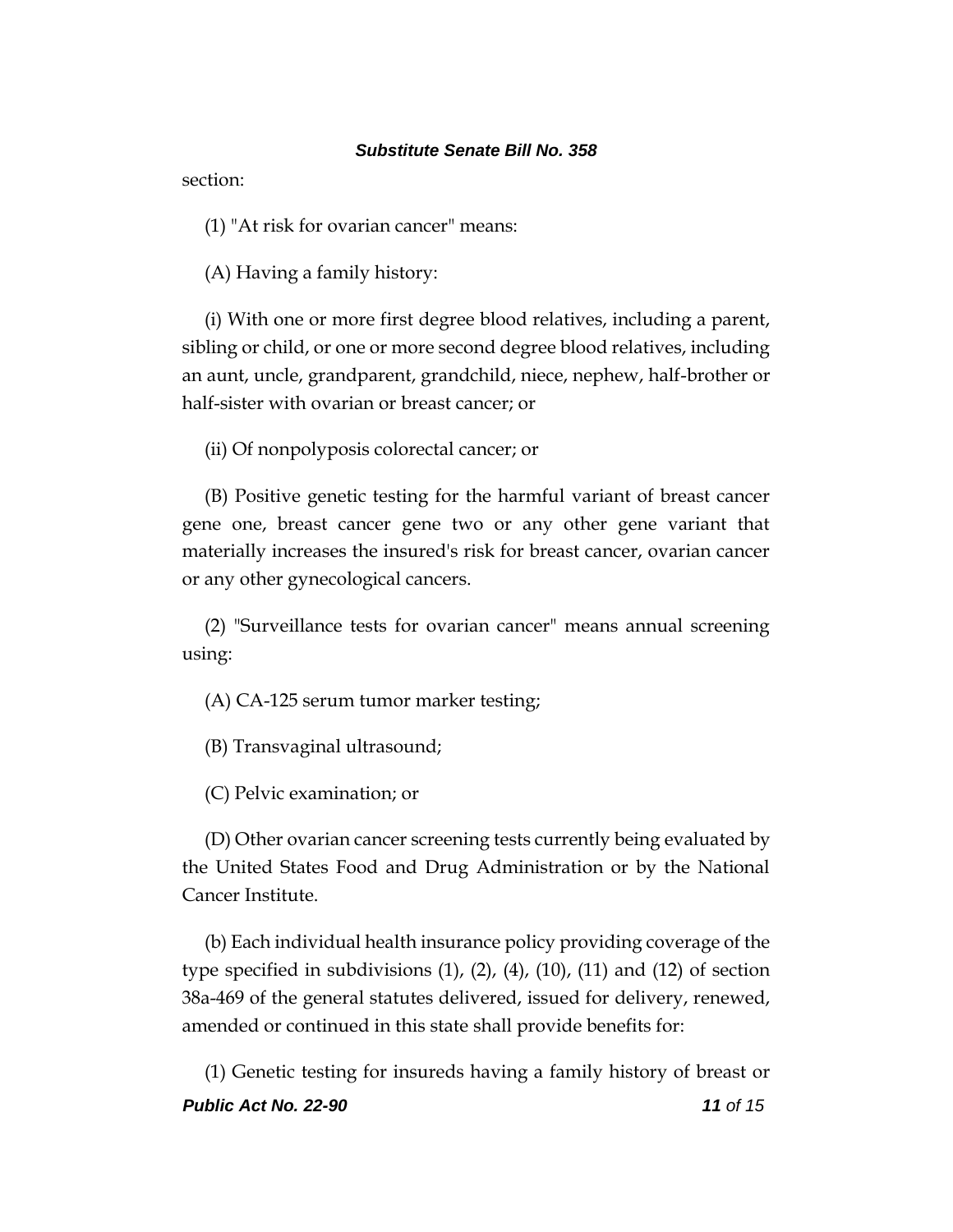section:

(1) "At risk for ovarian cancer" means:

(A) Having a family history:

(i) With one or more first degree blood relatives, including a parent, sibling or child, or one or more second degree blood relatives, including an aunt, uncle, grandparent, grandchild, niece, nephew, half-brother or half-sister with ovarian or breast cancer; or

(ii) Of nonpolyposis colorectal cancer; or

(B) Positive genetic testing for the harmful variant of breast cancer gene one, breast cancer gene two or any other gene variant that materially increases the insured's risk for breast cancer, ovarian cancer or any other gynecological cancers.

(2) "Surveillance tests for ovarian cancer" means annual screening using:

(A) CA-125 serum tumor marker testing;

(B) Transvaginal ultrasound;

(C) Pelvic examination; or

(D) Other ovarian cancer screening tests currently being evaluated by the United States Food and Drug Administration or by the National Cancer Institute.

(b) Each individual health insurance policy providing coverage of the type specified in subdivisions (1), (2), (4), (10), (11) and (12) of section 38a-469 of the general statutes delivered, issued for delivery, renewed, amended or continued in this state shall provide benefits for:

(1) Genetic testing for insureds having a family history of breast or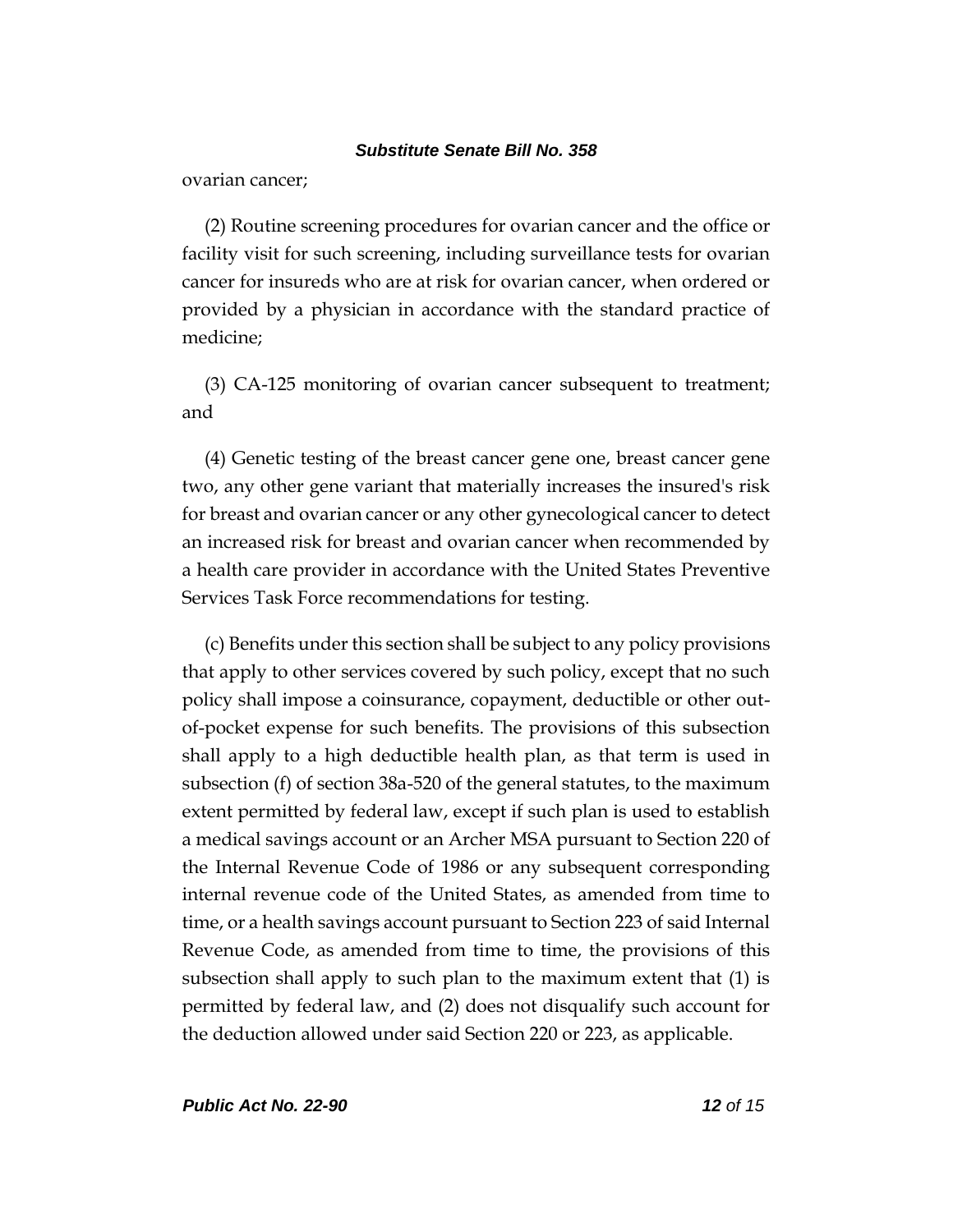ovarian cancer;

(2) Routine screening procedures for ovarian cancer and the office or facility visit for such screening, including surveillance tests for ovarian cancer for insureds who are at risk for ovarian cancer, when ordered or provided by a physician in accordance with the standard practice of medicine;

(3) CA-125 monitoring of ovarian cancer subsequent to treatment; and

(4) Genetic testing of the breast cancer gene one, breast cancer gene two, any other gene variant that materially increases the insured's risk for breast and ovarian cancer or any other gynecological cancer to detect an increased risk for breast and ovarian cancer when recommended by a health care provider in accordance with the United States Preventive Services Task Force recommendations for testing.

(c) Benefits under this section shall be subject to any policy provisions that apply to other services covered by such policy, except that no such policy shall impose a coinsurance, copayment, deductible or other out-of-pocket expense for such benefits. The provisions of this subsection shall apply to a high deductible health plan, as that term is used in subsection (f) of section 38a-520 of the general statutes, to the maximum extent permitted by federal law, except if such plan is used to establish a medical savings account or an Archer MSA pursuant to Section 220 of the Internal Revenue Code of 1986 or any subsequent corresponding internal revenue code of the United States, as amended from time to time, or a health savings account pursuant to Section 223 of said Internal Revenue Code, as amended from time to time, the provisions of this subsection shall apply to such plan to the maximum extent that (1) is permitted by federal law, and (2) does not disqualify such account for the deduction allowed under said Section 220 or 223, as applicable.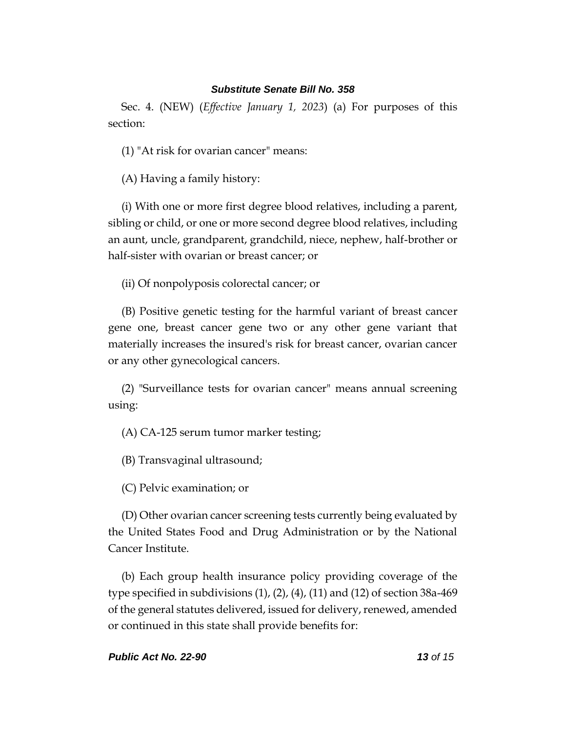Sec. 4. (NEW) (*Effective January 1, 2023*) (a) For purposes of this section:

(1) "At risk for ovarian cancer" means:

(A) Having a family history:

(i) With one or more first degree blood relatives, including a parent, sibling or child, or one or more second degree blood relatives, including an aunt, uncle, grandparent, grandchild, niece, nephew, half-brother or half-sister with ovarian or breast cancer; or

(ii) Of nonpolyposis colorectal cancer; or

(B) Positive genetic testing for the harmful variant of breast cancer gene one, breast cancer gene two or any other gene variant that materially increases the insured's risk for breast cancer, ovarian cancer or any other gynecological cancers.

(2) "Surveillance tests for ovarian cancer" means annual screening using:

(A) CA-125 serum tumor marker testing;

(B) Transvaginal ultrasound;

(C) Pelvic examination; or

(D) Other ovarian cancer screening tests currently being evaluated by the United States Food and Drug Administration or by the National Cancer Institute.

(b) Each group health insurance policy providing coverage of the type specified in subdivisions (1), (2), (4), (11) and (12) of section 38a-469 of the general statutes delivered, issued for delivery, renewed, amended or continued in this state shall provide benefits for: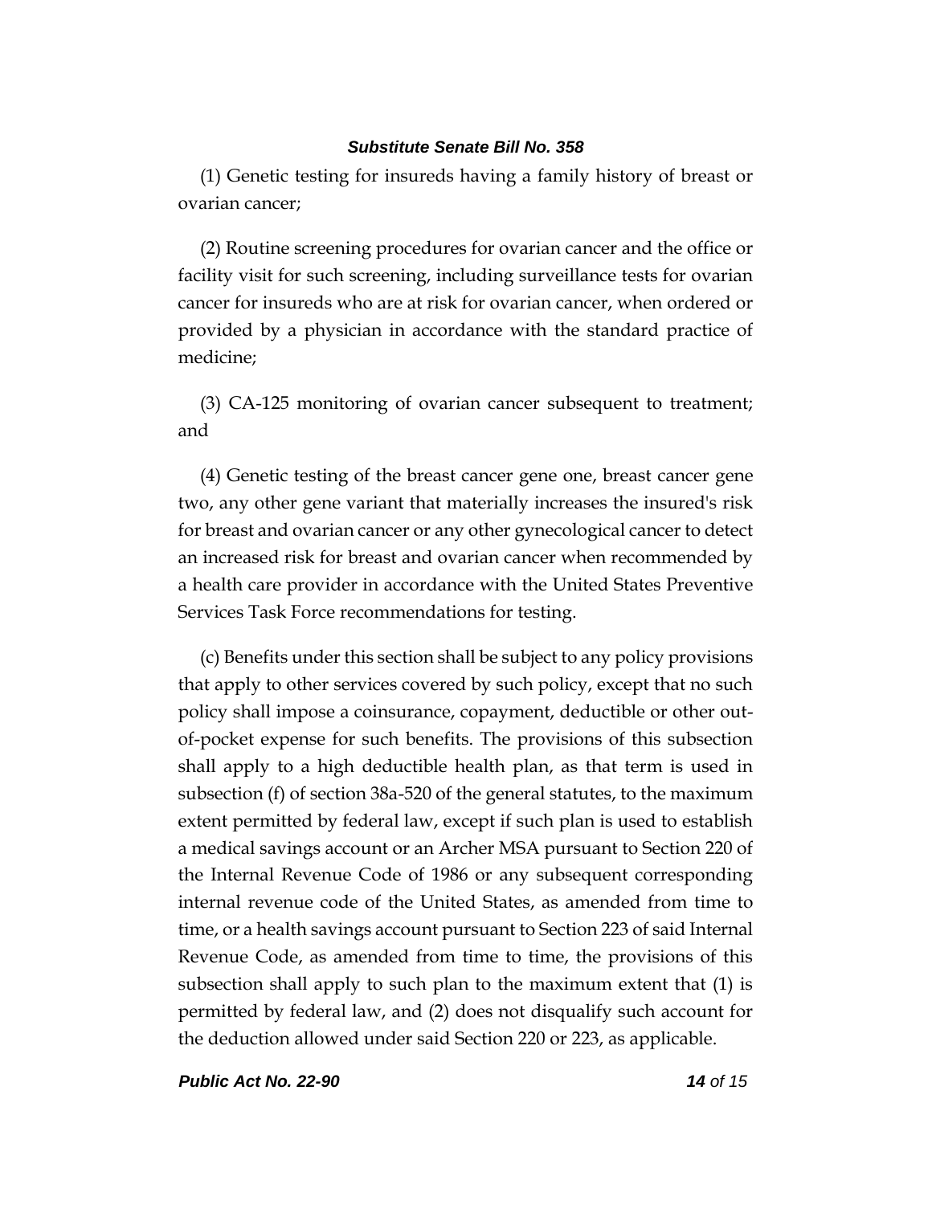(1) Genetic testing for insureds having a family history of breast or ovarian cancer;

(2) Routine screening procedures for ovarian cancer and the office or facility visit for such screening, including surveillance tests for ovarian cancer for insureds who are at risk for ovarian cancer, when ordered or provided by a physician in accordance with the standard practice of medicine;

(3) CA-125 monitoring of ovarian cancer subsequent to treatment; and

(4) Genetic testing of the breast cancer gene one, breast cancer gene two, any other gene variant that materially increases the insured's risk for breast and ovarian cancer or any other gynecological cancer to detect an increased risk for breast and ovarian cancer when recommended by a health care provider in accordance with the United States Preventive Services Task Force recommendations for testing.

(c) Benefits under this section shall be subject to any policy provisions that apply to other services covered by such policy, except that no such policy shall impose a coinsurance, copayment, deductible or other out-of-pocket expense for such benefits. The provisions of this subsection shall apply to a high deductible health plan, as that term is used in subsection (f) of section 38a-520 of the general statutes, to the maximum extent permitted by federal law, except if such plan is used to establish a medical savings account or an Archer MSA pursuant to Section 220 of the Internal Revenue Code of 1986 or any subsequent corresponding internal revenue code of the United States, as amended from time to time, or a health savings account pursuant to Section 223 of said Internal Revenue Code, as amended from time to time, the provisions of this subsection shall apply to such plan to the maximum extent that (1) is permitted by federal law, and (2) does not disqualify such account for the deduction allowed under said Section 220 or 223, as applicable.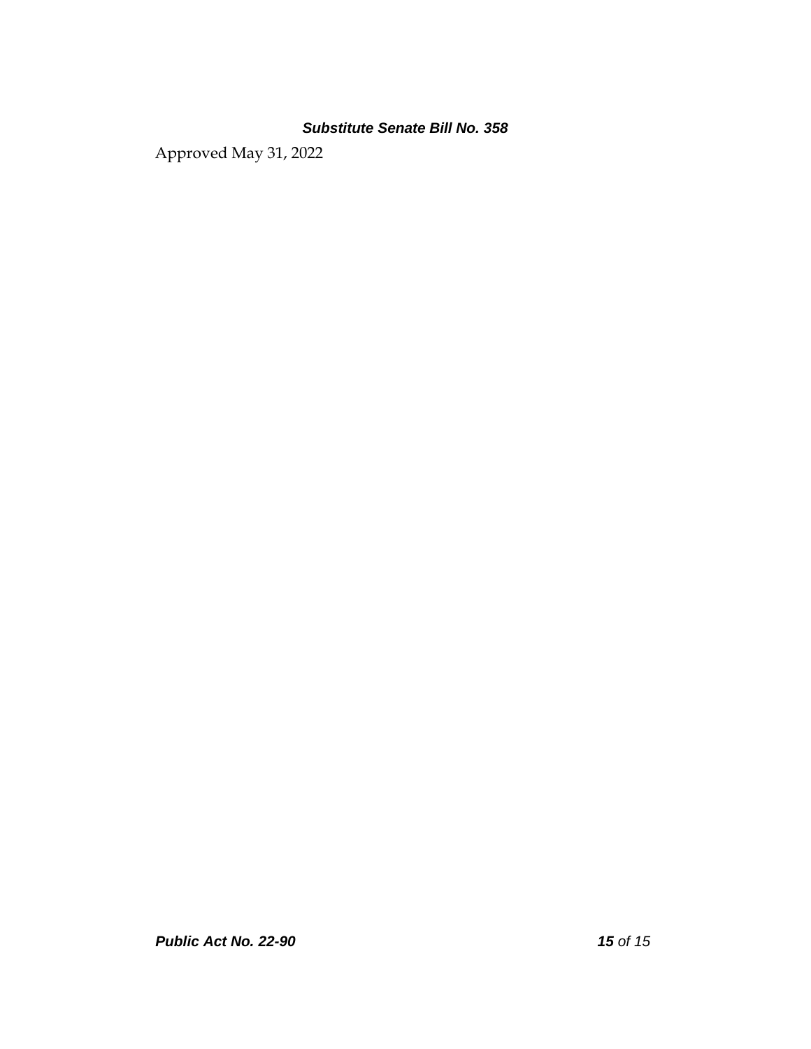Approved May 31, 2022